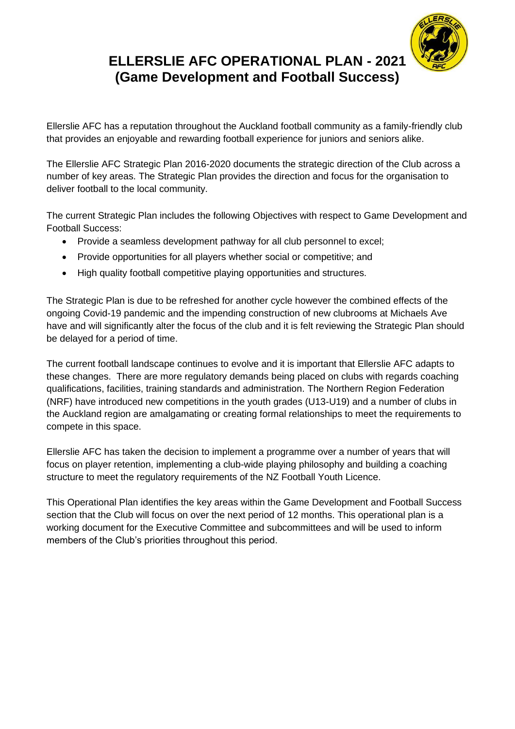# ELLERSLIE AFC OPERATIONAL PLAN - 2021 (Game Development and Football Success)

Ellerslie AFC has a reputation throughout the Auckland football community as a family-friendly club that provides an enjoyable and rewarding football experience for juniors and seniors alike.

The Ellerslie AFC Strategic Plan 2016-2020 documents the strategic direction of the Club across a number of key areas. The Strategic Plan provides the direction and focus for the organisation to deliver football to the local community.

The current Strategic Plan includes the following Objectives with respect to Game Development and Football Success:

- Provide a seamless development pathway for all club personnel to excel;
- Provide opportunities for all players whether social or competitive; and
- High quality football competitive playing opportunities and structures.

The Strategic Plan is due to be refreshed for another cycle however the combined effects of the ongoing Covid-19 pandemic and the impending construction of new clubrooms at Michaels Ave have and will significantly alter the focus of the club and it is felt reviewing the Strategic Plan should be delayed for a period of time.

The current football landscape continues to evolve and it is important that Ellerslie AFC adapts to these changes. There are more regulatory demands being placed on clubs with regards coaching qualifications, facilities, training standards and administration. The Northern Region Federation (NRF) have introduced new competitions in the youth grades (U13-U19) and a number of clubs in the Auckland region are amalgamating or creating formal relationships to meet the requirements to compete in this space.

Ellerslie AFC has taken the decision to implement a programme over a number of years that will focus on player retention, implementing a club-wide playing philosophy and building a coaching structure to meet the regulatory requirements of the NZ Football Youth Licence.

This Operational Plan identifies the key areas within the Game Development and Football Success section that the Club will focus on over the next period of 12 months. This operational plan is a working document for the Executive Committee and subcommittees and will be used to inform members of the Club's priorities throughout this period.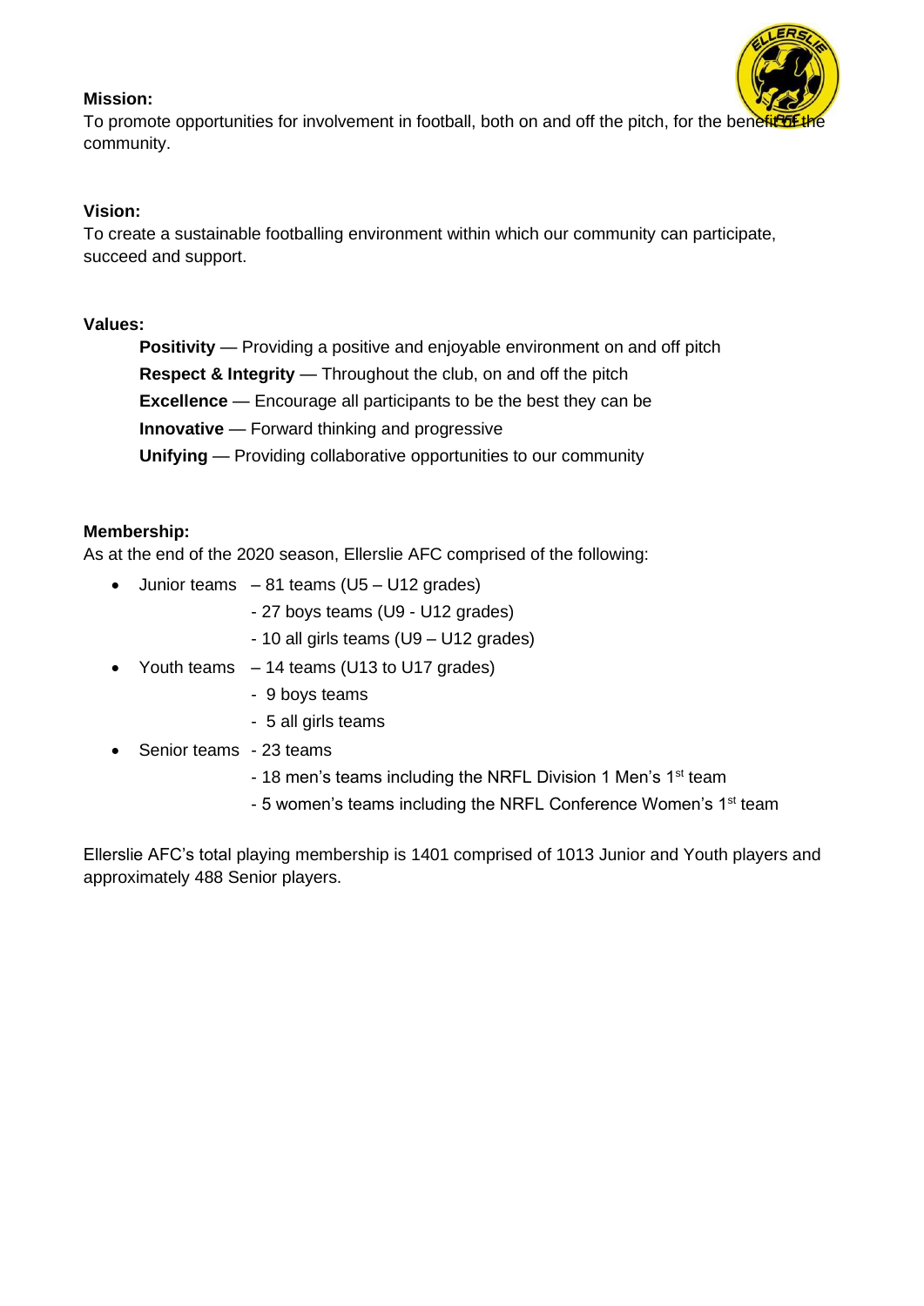**Mission:**

To promote opportunities for involvement in football, both on and off the pitch, for the benefit of the community.

**Vision:**

To create a sustainable footballing environment within which our community can participate, succeed and support.

**Values:**

**Positivity** — Providing a positive and enjoyable environment on and off pitch

**Respect & Integrity** — Throughout the club, on and off the pitch

**Excellence** — Encourage all participants to be the best they can be

**Innovative** — Forward thinking and progressive

**Unifying** — Providing collaborative opportunities to our community

**Membership:**

As at the end of the 2020 season, Ellerslie AFC comprised of the following:

- Junior teams – 81 teams (U5 – U12 grades)
  - 27 boys teams (U9 - U12 grades)
  - 10 all girls teams (U9 – U12 grades)
- Youth teams – 14 teams (U13 to U17 grades)
  - 9 boys teams
  - 5 all girls teams
- Senior teams - 23 teams
  - 18 men's teams including the NRFL Division 1 Men's 1st team
  - 5 women's teams including the NRFL Conference Women's 1st team

Ellerslie AFC's total playing membership is 1401 comprised of 1013 Junior and Youth players and approximately 488 Senior players.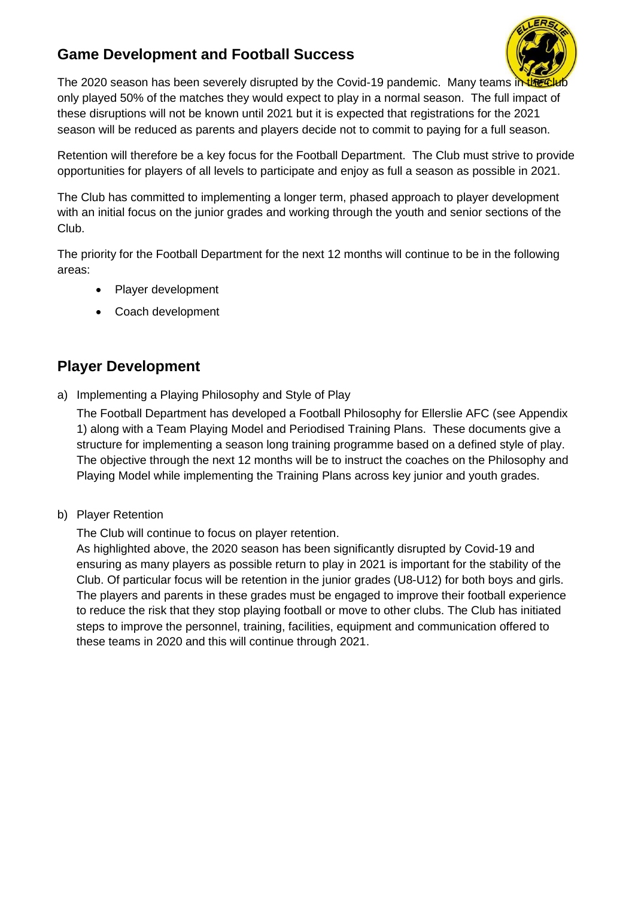## Game Development and Football Success

The 2020 season has been severely disrupted by the Covid-19 pandemic. Many teams in the club only played 50% of the matches they would expect to play in a normal season. The full impact of these disruptions will not be known until 2021 but it is expected that registrations for the 2021 season will be reduced as parents and players decide not to commit to paying for a full season.

Retention will therefore be a key focus for the Football Department. The Club must strive to provide opportunities for players of all levels to participate and enjoy as full a season as possible in 2021.

The Club has committed to implementing a longer term, phased approach to player development with an initial focus on the junior grades and working through the youth and senior sections of the Club.

The priority for the Football Department for the next 12 months will continue to be in the following areas:

- Player development
- Coach development

## Player Development

a) Implementing a Playing Philosophy and Style of Play

   The Football Department has developed a Football Philosophy for Ellerslie AFC (see Appendix 1) along with a Team Playing Model and Periodised Training Plans. These documents give a structure for implementing a season long training programme based on a defined style of play. The objective through the next 12 months will be to instruct the coaches on the Philosophy and Playing Model while implementing the Training Plans across key junior and youth grades.

b) Player Retention

   The Club will continue to focus on player retention.
   As highlighted above, the 2020 season has been significantly disrupted by Covid-19 and ensuring as many players as possible return to play in 2021 is important for the stability of the Club. Of particular focus will be retention in the junior grades (U8-U12) for both boys and girls. The players and parents in these grades must be engaged to improve their football experience to reduce the risk that they stop playing football or move to other clubs. The Club has initiated steps to improve the personnel, training, facilities, equipment and communication offered to these teams in 2020 and this will continue through 2021.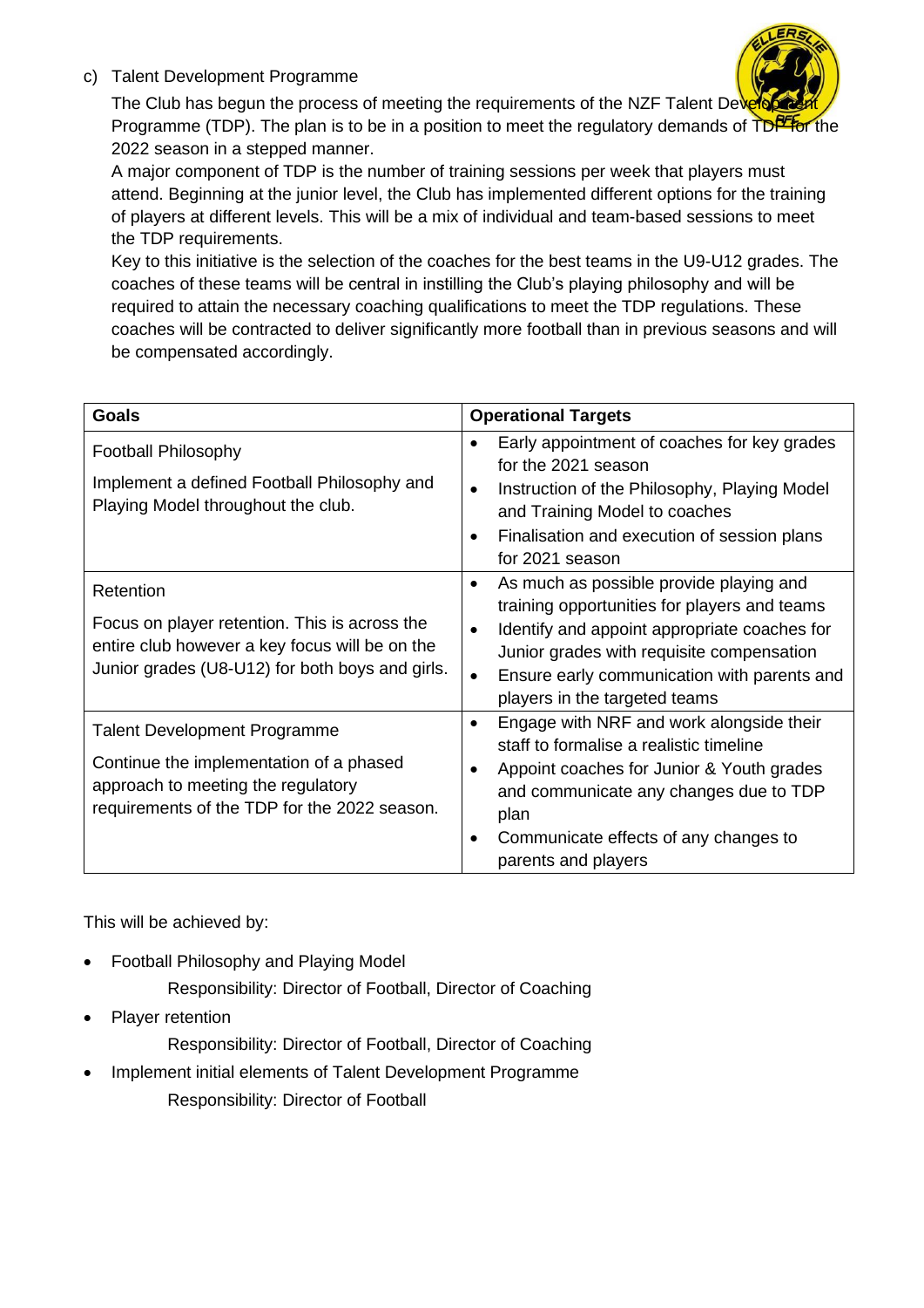c) Talent Development Programme

The Club has begun the process of meeting the requirements of the NZF Talent Development Programme (TDP). The plan is to be in a position to meet the regulatory demands of TDP for the 2022 season in a stepped manner.

A major component of TDP is the number of training sessions per week that players must attend. Beginning at the junior level, the Club has implemented different options for the training of players at different levels. This will be a mix of individual and team-based sessions to meet the TDP requirements.

Key to this initiative is the selection of the coaches for the best teams in the U9-U12 grades. The coaches of these teams will be central in instilling the Club's playing philosophy and will be required to attain the necessary coaching qualifications to meet the TDP regulations. These coaches will be contracted to deliver significantly more football than in previous seasons and will be compensated accordingly.

| Goals | Operational Targets |
| --- | --- |
| Football Philosophy<br><br>Implement a defined Football Philosophy and Playing Model throughout the club. | • Early appointment of coaches for key grades for the 2021 season<br>• Instruction of the Philosophy, Playing Model and Training Model to coaches<br>• Finalisation and execution of session plans for 2021 season |
| Retention<br><br>Focus on player retention. This is across the entire club however a key focus will be on the Junior grades (U8-U12) for both boys and girls. | • As much as possible provide playing and training opportunities for players and teams<br>• Identify and appoint appropriate coaches for Junior grades with requisite compensation<br>• Ensure early communication with parents and players in the targeted teams |
| Talent Development Programme<br><br>Continue the implementation of a phased approach to meeting the regulatory requirements of the TDP for the 2022 season. | • Engage with NRF and work alongside their staff to formalise a realistic timeline<br>• Appoint coaches for Junior & Youth grades and communicate any changes due to TDP plan<br>• Communicate effects of any changes to parents and players |

This will be achieved by:

- Football Philosophy and Playing Model

  Responsibility: Director of Football, Director of Coaching

- Player retention

  Responsibility: Director of Football, Director of Coaching

- Implement initial elements of Talent Development Programme

  Responsibility: Director of Football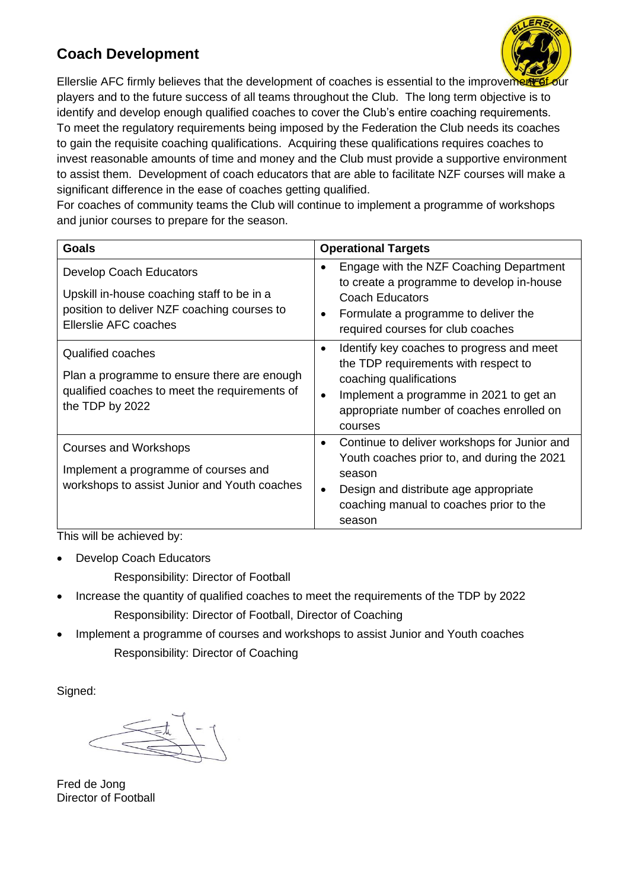## Coach Development

Ellerslie AFC firmly believes that the development of coaches is essential to the improvement of our players and to the future success of all teams throughout the Club. The long term objective is to identify and develop enough qualified coaches to cover the Club's entire coaching requirements. To meet the regulatory requirements being imposed by the Federation the Club needs its coaches to gain the requisite coaching qualifications. Acquiring these qualifications requires coaches to invest reasonable amounts of time and money and the Club must provide a supportive environment to assist them. Development of coach educators that are able to facilitate NZF courses will make a significant difference in the ease of coaches getting qualified.

For coaches of community teams the Club will continue to implement a programme of workshops and junior courses to prepare for the season.

| Goals | Operational Targets |
|---|---|
| Develop Coach Educators<br><br>Upskill in-house coaching staff to be in a position to deliver NZF coaching courses to Ellerslie AFC coaches | • Engage with the NZF Coaching Department to create a programme to develop in-house Coach Educators<br>• Formulate a programme to deliver the required courses for club coaches |
| Qualified coaches<br><br>Plan a programme to ensure there are enough qualified coaches to meet the requirements of the TDP by 2022 | • Identify key coaches to progress and meet the TDP requirements with respect to coaching qualifications<br>• Implement a programme in 2021 to get an appropriate number of coaches enrolled on courses |
| Courses and Workshops<br><br>Implement a programme of courses and workshops to assist Junior and Youth coaches | • Continue to deliver workshops for Junior and Youth coaches prior to, and during the 2021 season<br>• Design and distribute age appropriate coaching manual to coaches prior to the season |

This will be achieved by:

- Develop Coach Educators

  Responsibility: Director of Football

- Increase the quantity of qualified coaches to meet the requirements of the TDP by 2022

  Responsibility: Director of Football, Director of Coaching

- Implement a programme of courses and workshops to assist Junior and Youth coaches

  Responsibility: Director of Coaching

Signed:

Fred de Jong
Director of Football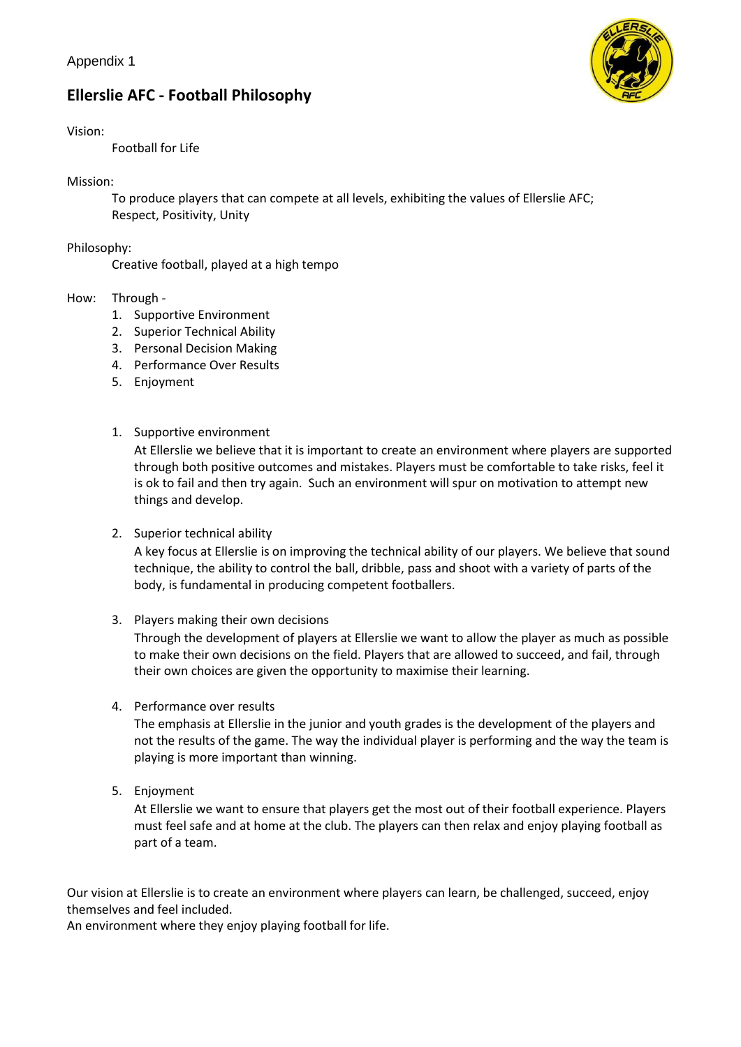Appendix 1

## Ellerslie AFC - Football Philosophy

Vision:

Football for Life

Mission:

To produce players that can compete at all levels, exhibiting the values of Ellerslie AFC; Respect, Positivity, Unity

Philosophy:

Creative football, played at a high tempo

How: Through -

1. Supportive Environment
2. Superior Technical Ability
3. Personal Decision Making
4. Performance Over Results
5. Enjoyment

1. Supportive environment

   At Ellerslie we believe that it is important to create an environment where players are supported through both positive outcomes and mistakes. Players must be comfortable to take risks, feel it is ok to fail and then try again. Such an environment will spur on motivation to attempt new things and develop.

2. Superior technical ability

   A key focus at Ellerslie is on improving the technical ability of our players. We believe that sound technique, the ability to control the ball, dribble, pass and shoot with a variety of parts of the body, is fundamental in producing competent footballers.

3. Players making their own decisions

   Through the development of players at Ellerslie we want to allow the player as much as possible to make their own decisions on the field. Players that are allowed to succeed, and fail, through their own choices are given the opportunity to maximise their learning.

4. Performance over results

   The emphasis at Ellerslie in the junior and youth grades is the development of the players and not the results of the game. The way the individual player is performing and the way the team is playing is more important than winning.

5. Enjoyment

   At Ellerslie we want to ensure that players get the most out of their football experience. Players must feel safe and at home at the club. The players can then relax and enjoy playing football as part of a team.

Our vision at Ellerslie is to create an environment where players can learn, be challenged, succeed, enjoy themselves and feel included.
An environment where they enjoy playing football for life.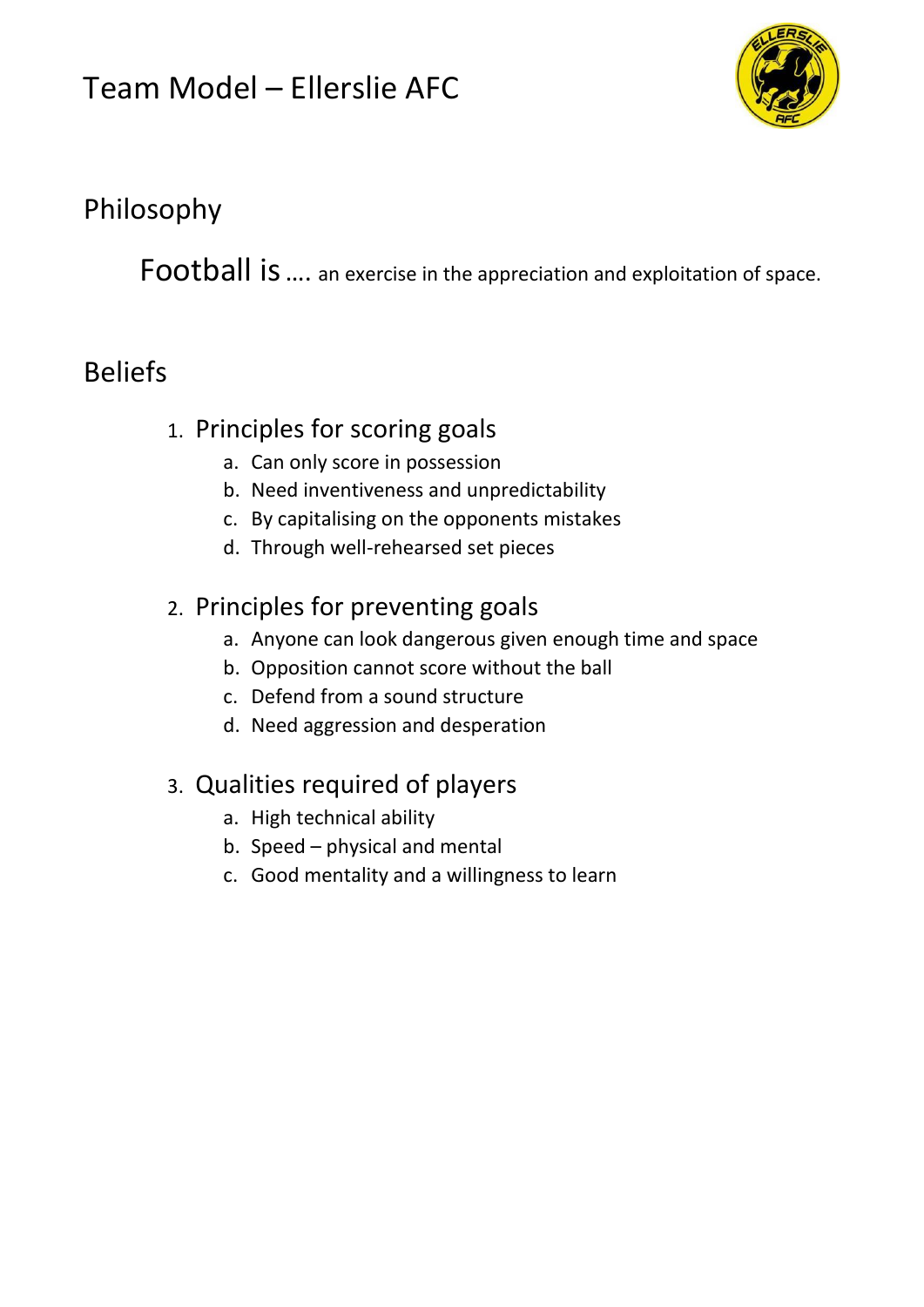# Team Model – Ellerslie AFC

## Philosophy

Football is …. an exercise in the appreciation and exploitation of space.

## Beliefs

1. Principles for scoring goals
    a. Can only score in possession
    b. Need inventiveness and unpredictability
    c. By capitalising on the opponents mistakes
    d. Through well-rehearsed set pieces

2. Principles for preventing goals
    a. Anyone can look dangerous given enough time and space
    b. Opposition cannot score without the ball
    c. Defend from a sound structure
    d. Need aggression and desperation

3. Qualities required of players
    a. High technical ability
    b. Speed – physical and mental
    c. Good mentality and a willingness to learn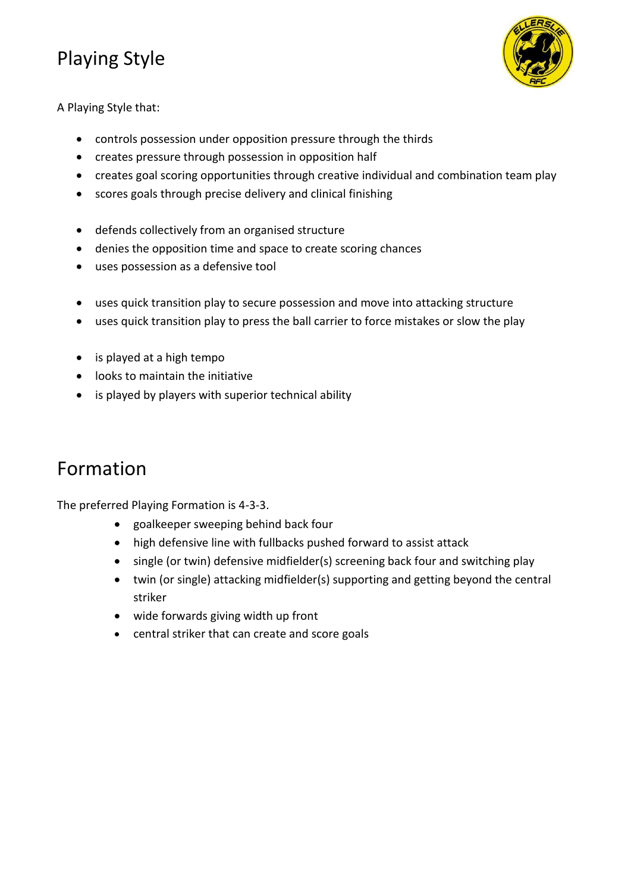# Playing Style

A Playing Style that:

- controls possession under opposition pressure through the thirds
- creates pressure through possession in opposition half
- creates goal scoring opportunities through creative individual and combination team play
- scores goals through precise delivery and clinical finishing

- defends collectively from an organised structure
- denies the opposition time and space to create scoring chances
- uses possession as a defensive tool

- uses quick transition play to secure possession and move into attacking structure
- uses quick transition play to press the ball carrier to force mistakes or slow the play

- is played at a high tempo
- looks to maintain the initiative
- is played by players with superior technical ability

# Formation

The preferred Playing Formation is 4-3-3.

- goalkeeper sweeping behind back four
- high defensive line with fullbacks pushed forward to assist attack
- single (or twin) defensive midfielder(s) screening back four and switching play
- twin (or single) attacking midfielder(s) supporting and getting beyond the central striker
- wide forwards giving width up front
- central striker that can create and score goals